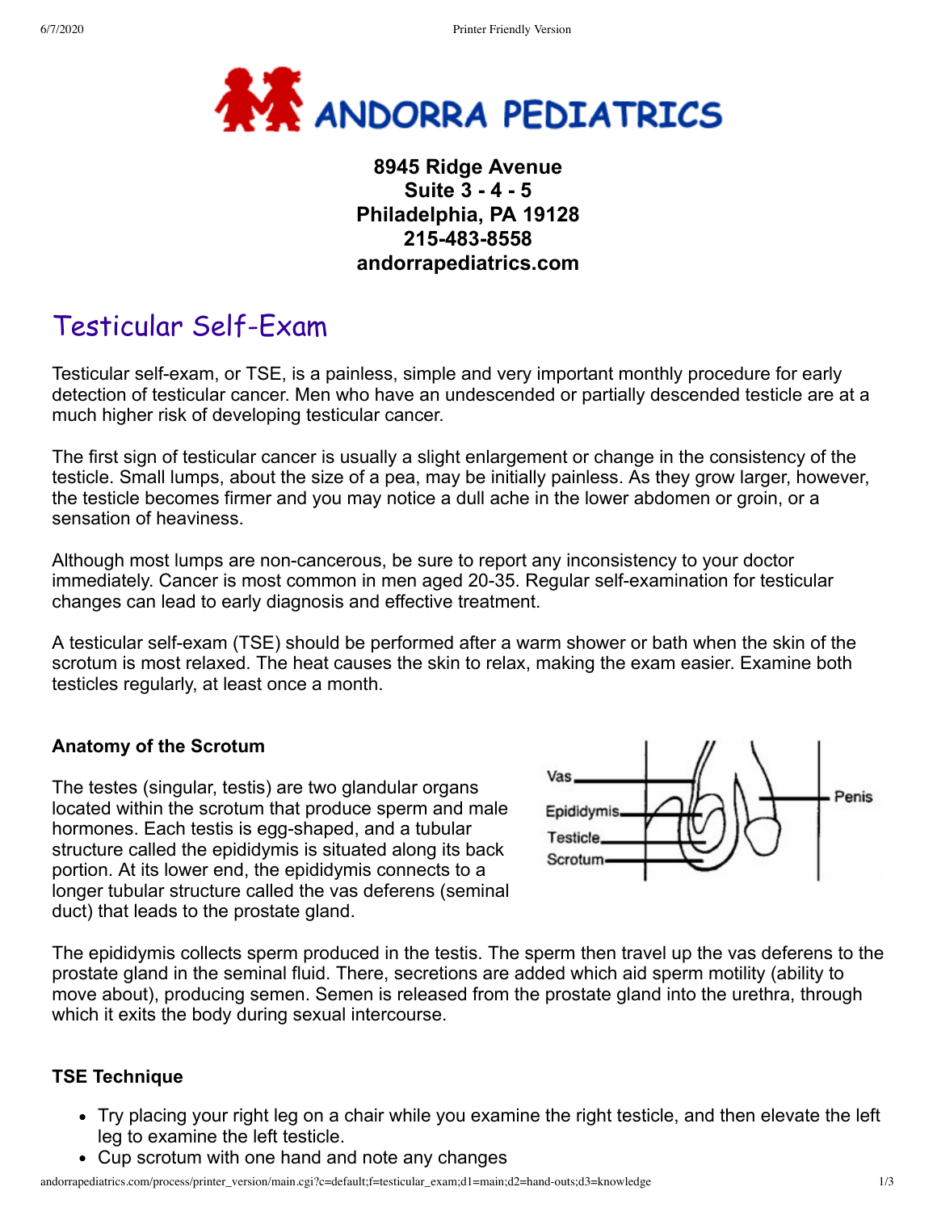**ANDORRA PEDIATRICS**

**8945 Ridge Avenue**
**Suite 3 - 4 - 5**
**Philadelphia, PA 19128**
**215-483-8558**
**andorrapediatrics.com**

# Testicular Self-Exam

Testicular self-exam, or TSE, is a painless, simple and very important monthly procedure for early detection of testicular cancer. Men who have an undescended or partially descended testicle are at a much higher risk of developing testicular cancer.

The first sign of testicular cancer is usually a slight enlargement or change in the consistency of the testicle. Small lumps, about the size of a pea, may be initially painless. As they grow larger, however, the testicle becomes firmer and you may notice a dull ache in the lower abdomen or groin, or a sensation of heaviness.

Although most lumps are non-cancerous, be sure to report any inconsistency to your doctor immediately. Cancer is most common in men aged 20-35. Regular self-examination for testicular changes can lead to early diagnosis and effective treatment.

A testicular self-exam (TSE) should be performed after a warm shower or bath when the skin of the scrotum is most relaxed. The heat causes the skin to relax, making the exam easier. Examine both testicles regularly, at least once a month.

### Anatomy of the Scrotum

The testes (singular, testis) are two glandular organs located within the scrotum that produce sperm and male hormones. Each testis is egg-shaped, and a tubular structure called the epididymis is situated along its back portion. At its lower end, the epididymis connects to a longer tubular structure called the vas deferens (seminal duct) that leads to the prostate gland.

Vas
Epididymis
Testicle
Scrotum
Penis

The epididymis collects sperm produced in the testis. The sperm then travel up the vas deferens to the prostate gland in the seminal fluid. There, secretions are added which aid sperm motility (ability to move about), producing semen. Semen is released from the prostate gland into the urethra, through which it exits the body during sexual intercourse.

### TSE Technique

- Try placing your right leg on a chair while you examine the right testicle, and then elevate the left leg to examine the left testicle.
- Cup scrotum with one hand and note any changes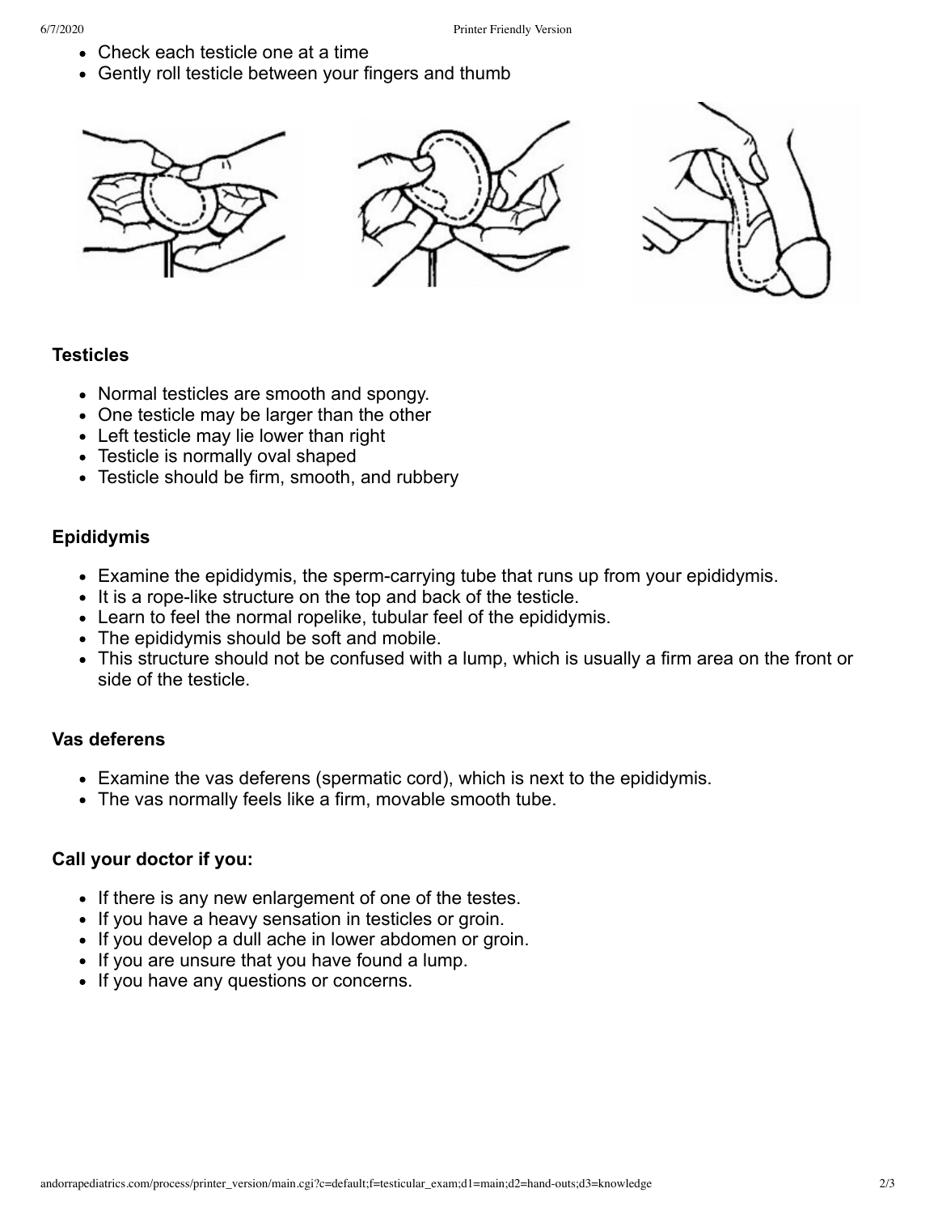- Check each testicle one at a time
- Gently roll testicle between your fingers and thumb

### Testicles

- Normal testicles are smooth and spongy.
- One testicle may be larger than the other
- Left testicle may lie lower than right
- Testicle is normally oval shaped
- Testicle should be firm, smooth, and rubbery

### Epididymis

- Examine the epididymis, the sperm-carrying tube that runs up from your epididymis.
- It is a rope-like structure on the top and back of the testicle.
- Learn to feel the normal ropelike, tubular feel of the epididymis.
- The epididymis should be soft and mobile.
- This structure should not be confused with a lump, which is usually a firm area on the front or side of the testicle.

### Vas deferens

- Examine the vas deferens (spermatic cord), which is next to the epididymis.
- The vas normally feels like a firm, movable smooth tube.

### Call your doctor if you:

- If there is any new enlargement of one of the testes.
- If you have a heavy sensation in testicles or groin.
- If you develop a dull ache in lower abdomen or groin.
- If you are unsure that you have found a lump.
- If you have any questions or concerns.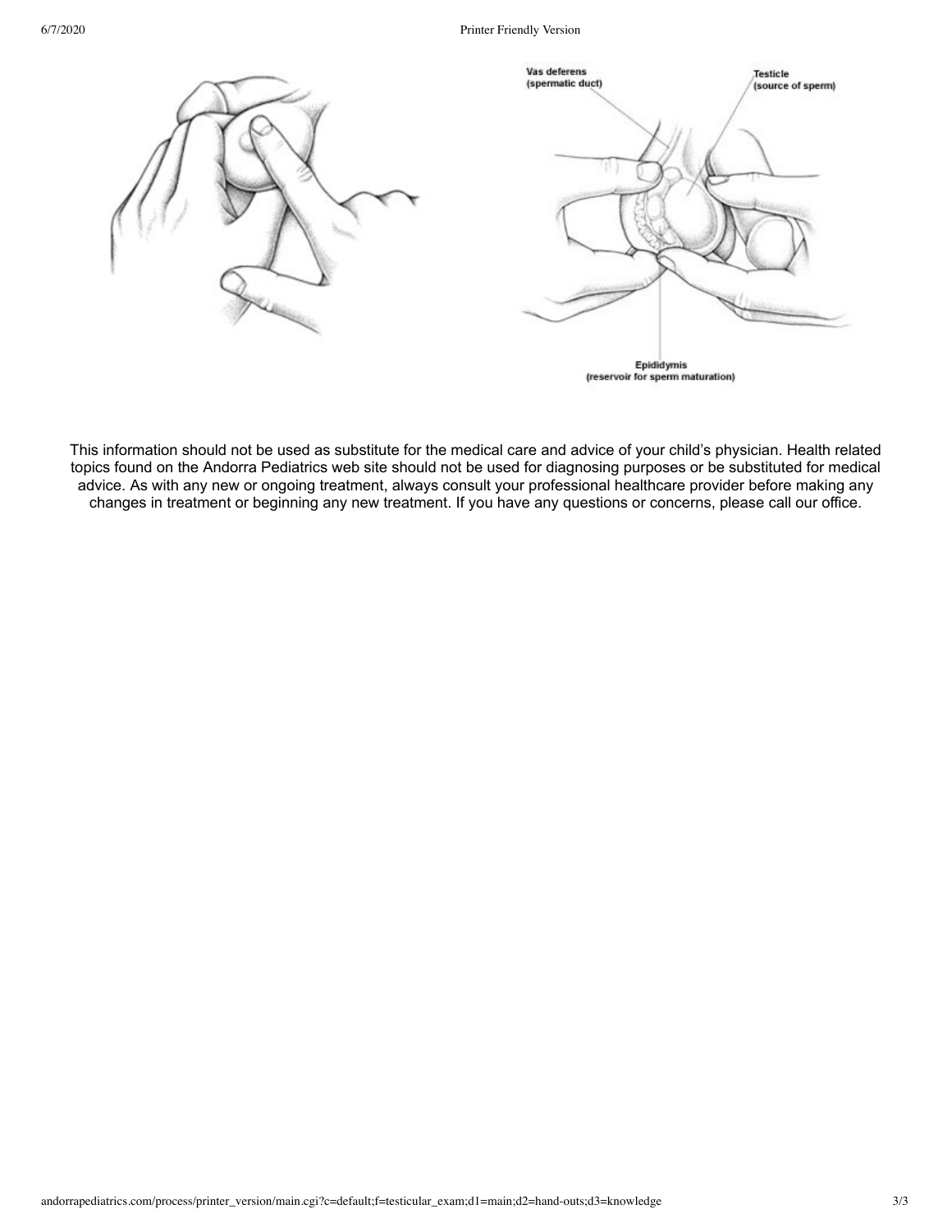Vas deferens
(spermatic duct)

Testicle
(source of sperm)

Epididymis
(reservoir for sperm maturation)

This information should not be used as substitute for the medical care and advice of your child's physician. Health related topics found on the Andorra Pediatrics web site should not be used for diagnosing purposes or be substituted for medical advice. As with any new or ongoing treatment, always consult your professional healthcare provider before making any changes in treatment or beginning any new treatment. If you have any questions or concerns, please call our office.